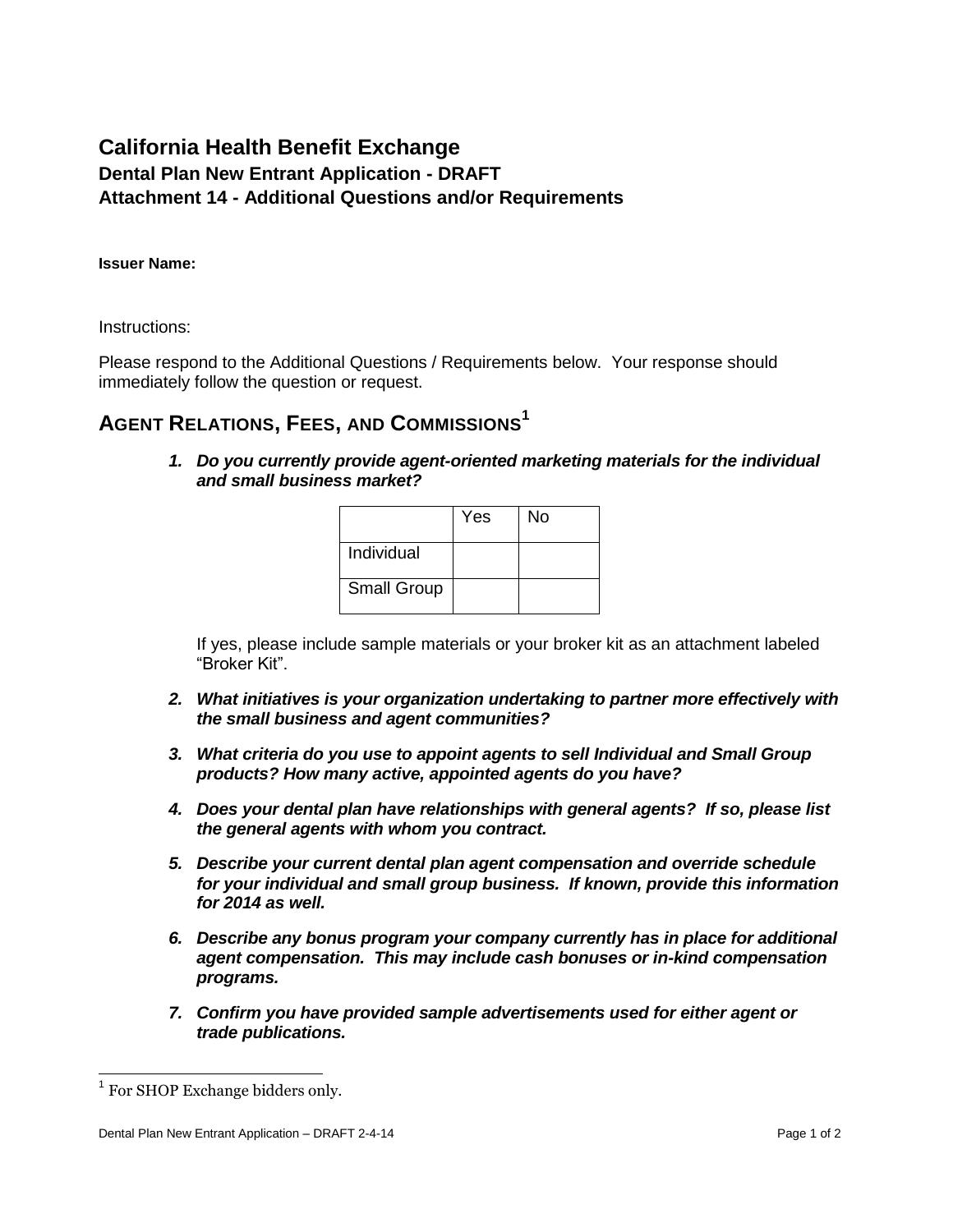# California Health Benefit Exchange

## Dental Plan New Entrant Application - DRAFT

## Attachment 14 - Additional Questions and/or Requirements

**Issuer Name:**

Instructions:

Please respond to the Additional Questions / Requirements below. Your response should immediately follow the question or request.

## AGENT RELATIONS, FEES, AND COMMISSIONS[1]

1. ***Do you currently provide agent-oriented marketing materials for the individual and small business market?***

| | Yes | No |
|---|---|---|
| Individual | | |
| Small Group | | |

   If yes, please include sample materials or your broker kit as an attachment labeled "Broker Kit".

2. ***What initiatives is your organization undertaking to partner more effectively with the small business and agent communities?***

3. ***What criteria do you use to appoint agents to sell Individual and Small Group products? How many active, appointed agents do you have?***

4. ***Does your dental plan have relationships with general agents? If so, please list the general agents with whom you contract.***

5. ***Describe your current dental plan agent compensation and override schedule for your individual and small group business. If known, provide this information for 2014 as well.***

6. ***Describe any bonus program your company currently has in place for additional agent compensation. This may include cash bonuses or in-kind compensation programs.***

7. ***Confirm you have provided sample advertisements used for either agent or trade publications.***

---

[1] For SHOP Exchange bidders only.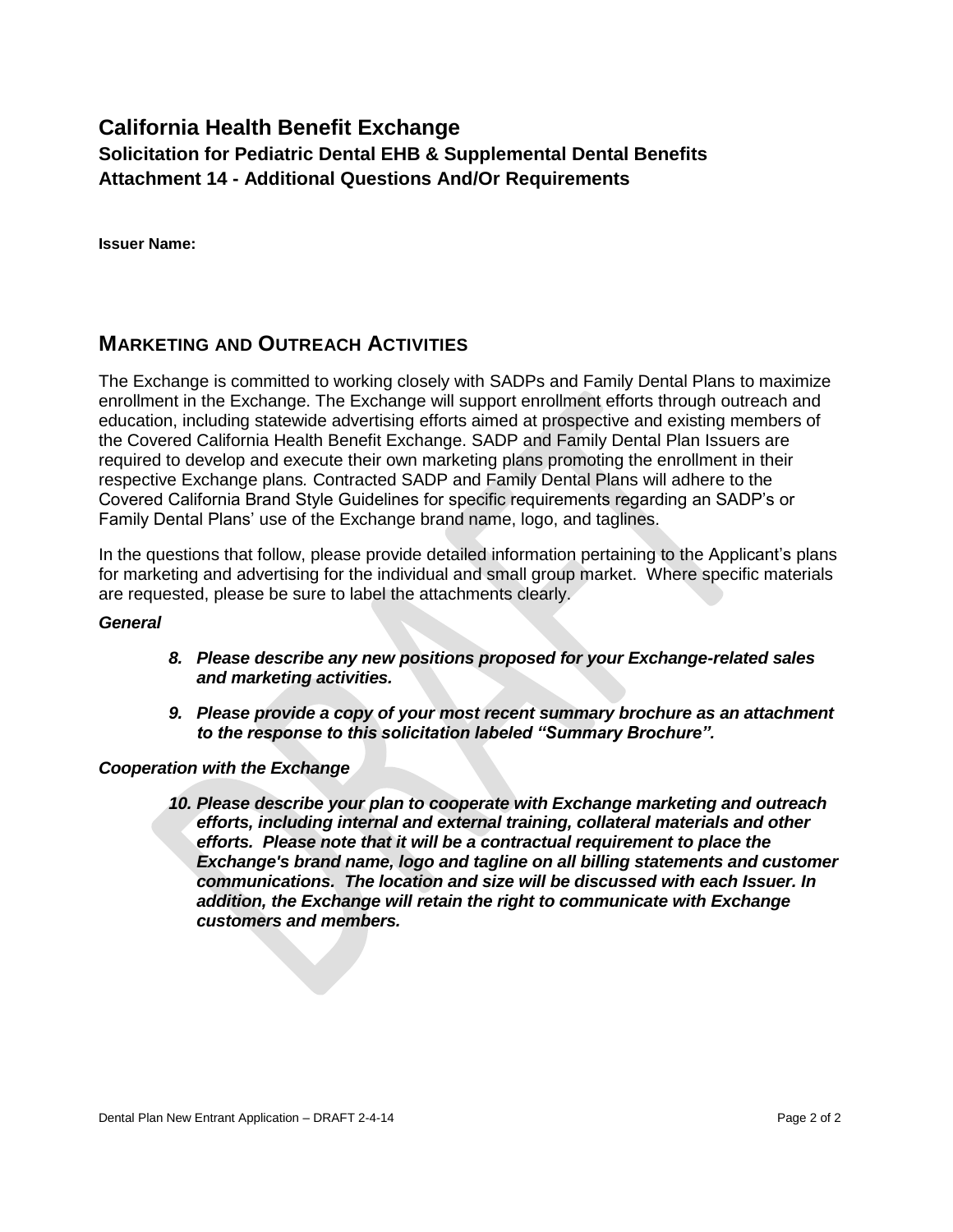# California Health Benefit Exchange

## Solicitation for Pediatric Dental EHB & Supplemental Dental Benefits

## Attachment 14 - Additional Questions And/Or Requirements

**Issuer Name:**

## MARKETING AND OUTREACH ACTIVITIES

The Exchange is committed to working closely with SADPs and Family Dental Plans to maximize enrollment in the Exchange. The Exchange will support enrollment efforts through outreach and education, including statewide advertising efforts aimed at prospective and existing members of the Covered California Health Benefit Exchange. SADP and Family Dental Plan Issuers are required to develop and execute their own marketing plans promoting the enrollment in their respective Exchange plans. Contracted SADP and Family Dental Plans will adhere to the Covered California Brand Style Guidelines for specific requirements regarding an SADP's or Family Dental Plans' use of the Exchange brand name, logo, and taglines.

In the questions that follow, please provide detailed information pertaining to the Applicant's plans for marketing and advertising for the individual and small group market. Where specific materials are requested, please be sure to label the attachments clearly.

***General***

8. ***Please describe any new positions proposed for your Exchange-related sales and marketing activities.***
9. ***Please provide a copy of your most recent summary brochure as an attachment to the response to this solicitation labeled "Summary Brochure".***

***Cooperation with the Exchange***

10. ***Please describe your plan to cooperate with Exchange marketing and outreach efforts, including internal and external training, collateral materials and other efforts. Please note that it will be a contractual requirement to place the Exchange's brand name, logo and tagline on all billing statements and customer communications. The location and size will be discussed with each Issuer. In addition, the Exchange will retain the right to communicate with Exchange customers and members.***